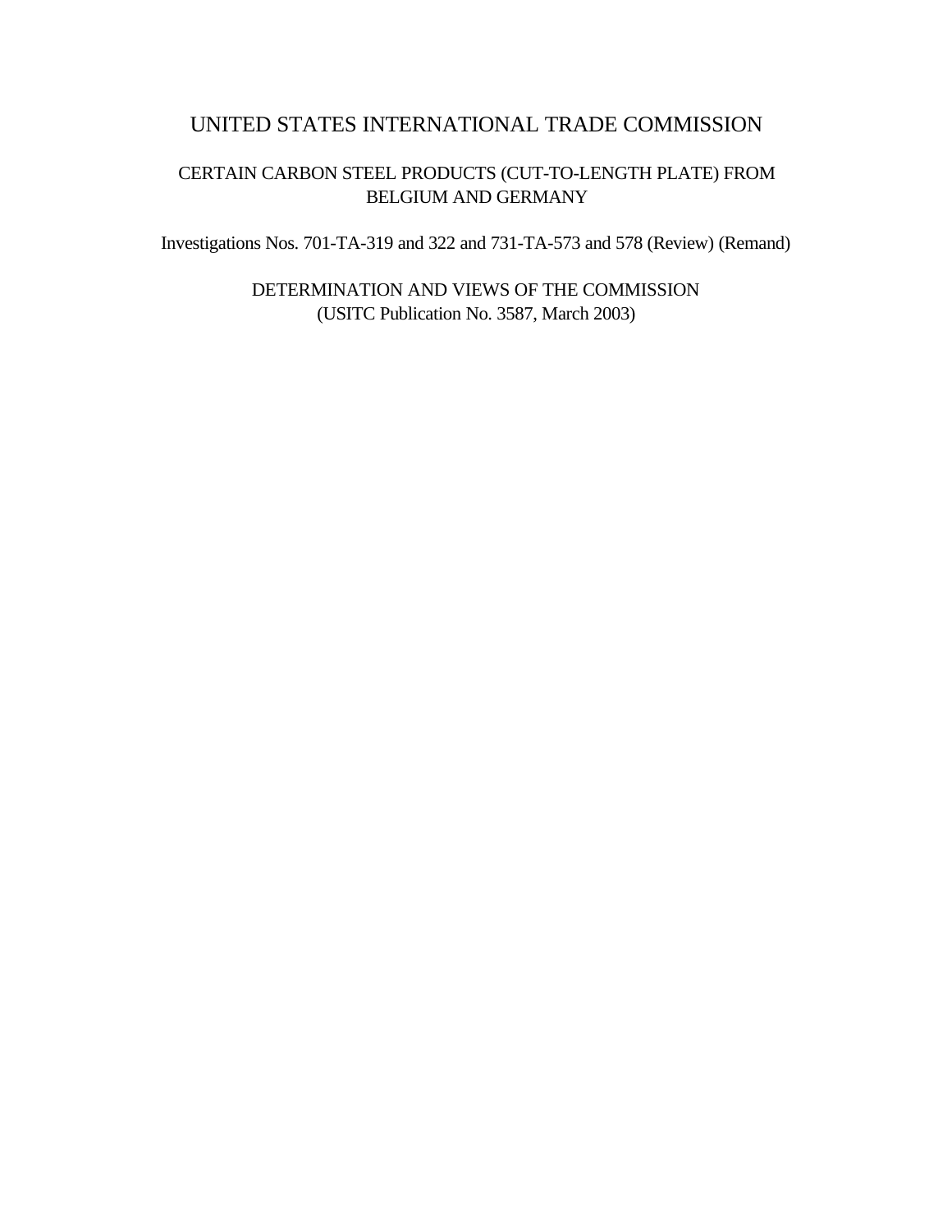# UNITED STATES INTERNATIONAL TRADE COMMISSION

## CERTAIN CARBON STEEL PRODUCTS (CUT-TO-LENGTH PLATE) FROM BELGIUM AND GERMANY

Investigations Nos. 701-TA-319 and 322 and 731-TA-573 and 578 (Review) (Remand)

DETERMINATION AND VIEWS OF THE COMMISSION
(USITC Publication No. 3587, March 2003)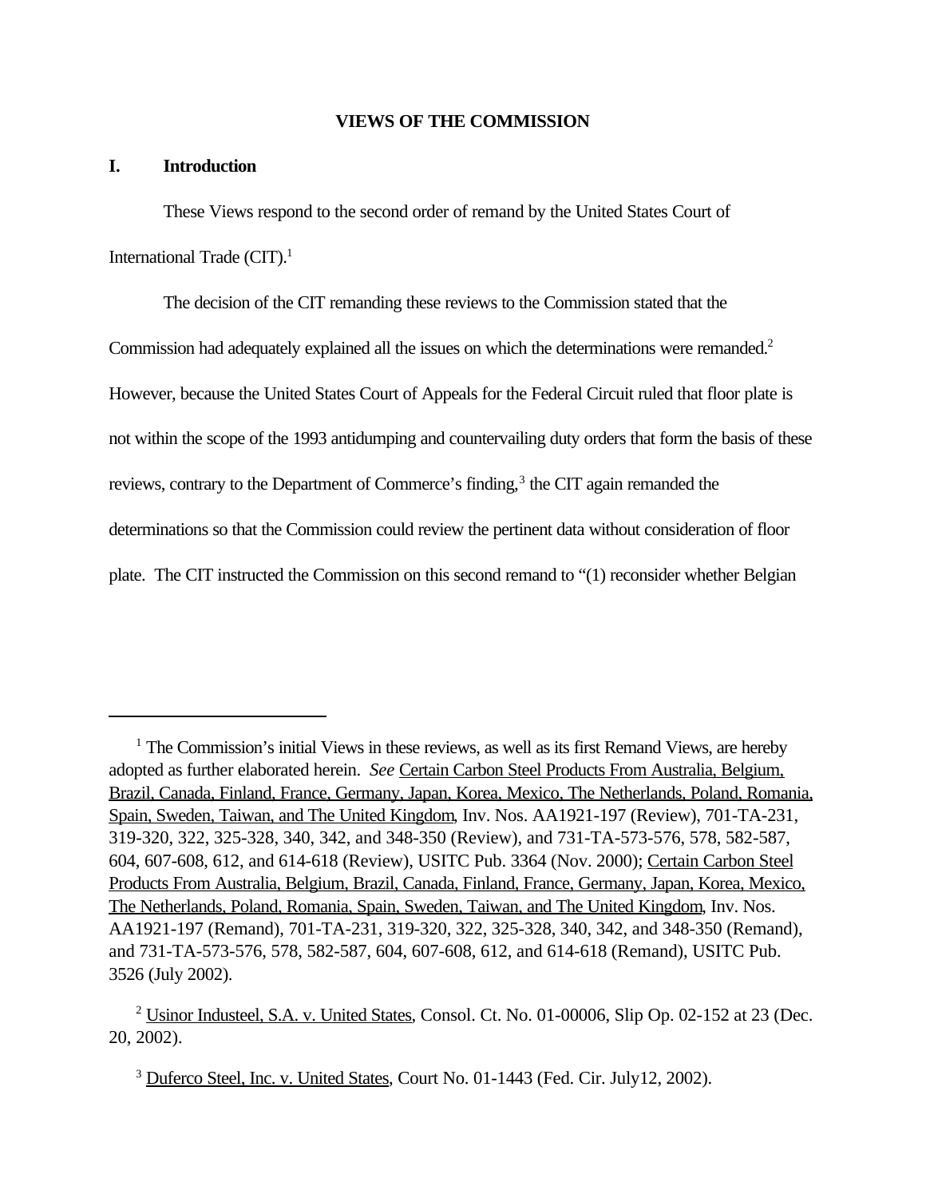**VIEWS OF THE COMMISSION**

## I. Introduction

These Views respond to the second order of remand by the United States Court of International Trade (CIT).[1]

The decision of the CIT remanding these reviews to the Commission stated that the Commission had adequately explained all the issues on which the determinations were remanded.[2] However, because the United States Court of Appeals for the Federal Circuit ruled that floor plate is not within the scope of the 1993 antidumping and countervailing duty orders that form the basis of these reviews, contrary to the Department of Commerce's finding,[3] the CIT again remanded the determinations so that the Commission could review the pertinent data without consideration of floor plate. The CIT instructed the Commission on this second remand to "(1) reconsider whether Belgian

---

[1] The Commission's initial Views in these reviews, as well as its first Remand Views, are hereby adopted as further elaborated herein. *See* Certain Carbon Steel Products From Australia, Belgium, Brazil, Canada, Finland, France, Germany, Japan, Korea, Mexico, The Netherlands, Poland, Romania, Spain, Sweden, Taiwan, and The United Kingdom, Inv. Nos. AA1921-197 (Review), 701-TA-231, 319-320, 322, 325-328, 340, 342, and 348-350 (Review), and 731-TA-573-576, 578, 582-587, 604, 607-608, 612, and 614-618 (Review), USITC Pub. 3364 (Nov. 2000); Certain Carbon Steel Products From Australia, Belgium, Brazil, Canada, Finland, France, Germany, Japan, Korea, Mexico, The Netherlands, Poland, Romania, Spain, Sweden, Taiwan, and The United Kingdom, Inv. Nos. AA1921-197 (Remand), 701-TA-231, 319-320, 322, 325-328, 340, 342, and 348-350 (Remand), and 731-TA-573-576, 578, 582-587, 604, 607-608, 612, and 614-618 (Remand), USITC Pub. 3526 (July 2002).

[2] Usinor Industeel, S.A. v. United States, Consol. Ct. No. 01-00006, Slip Op. 02-152 at 23 (Dec. 20, 2002).

[3] Duferco Steel, Inc. v. United States, Court No. 01-1443 (Fed. Cir. July12, 2002).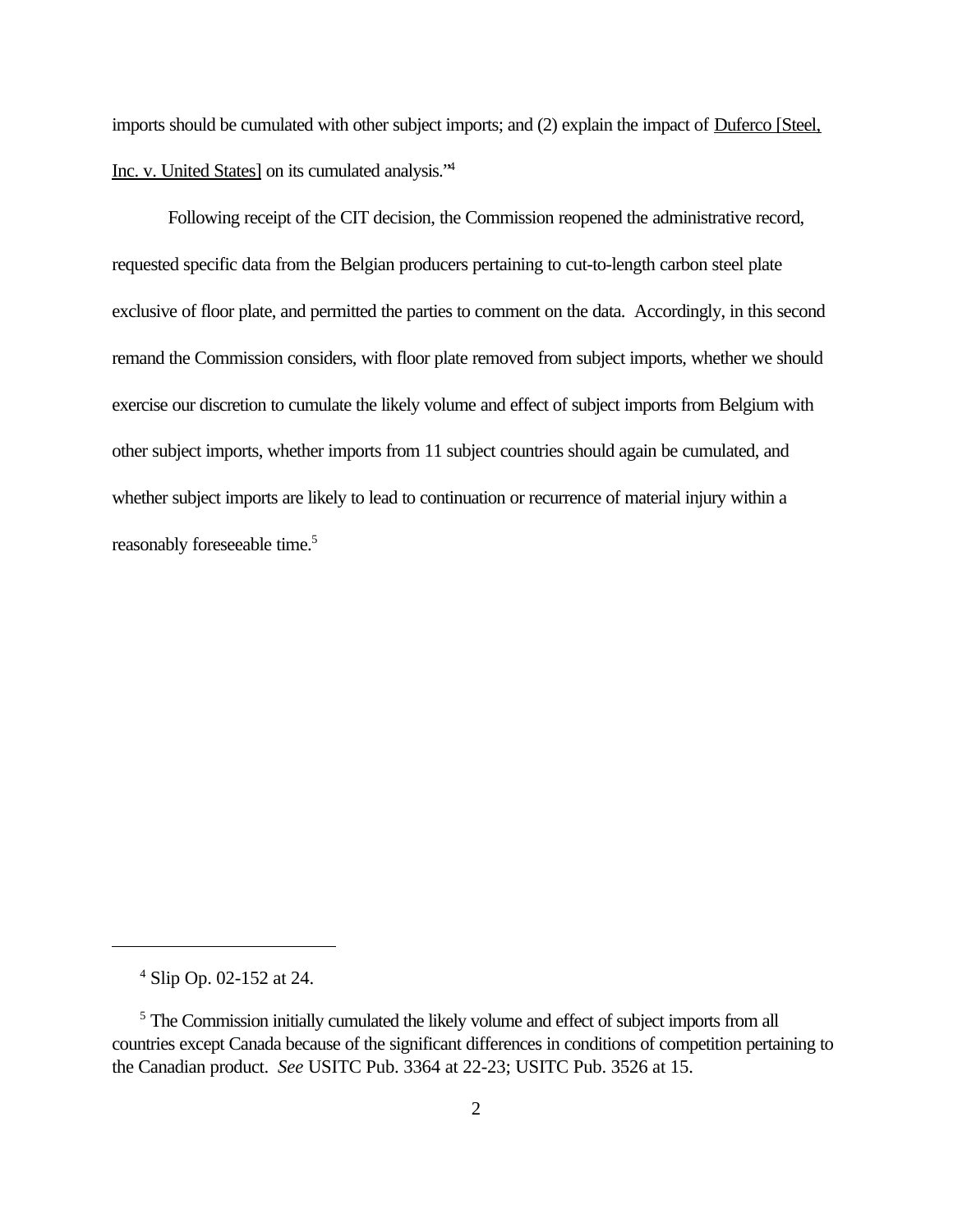imports should be cumulated with other subject imports; and (2) explain the impact of Duferco [Steel, Inc. v. United States] on its cumulated analysis."[4]

Following receipt of the CIT decision, the Commission reopened the administrative record, requested specific data from the Belgian producers pertaining to cut-to-length carbon steel plate exclusive of floor plate, and permitted the parties to comment on the data. Accordingly, in this second remand the Commission considers, with floor plate removed from subject imports, whether we should exercise our discretion to cumulate the likely volume and effect of subject imports from Belgium with other subject imports, whether imports from 11 subject countries should again be cumulated, and whether subject imports are likely to lead to continuation or recurrence of material injury within a reasonably foreseeable time.[5]

---

[4] Slip Op. 02-152 at 24.

[5] The Commission initially cumulated the likely volume and effect of subject imports from all countries except Canada because of the significant differences in conditions of competition pertaining to the Canadian product. *See* USITC Pub. 3364 at 22-23; USITC Pub. 3526 at 15.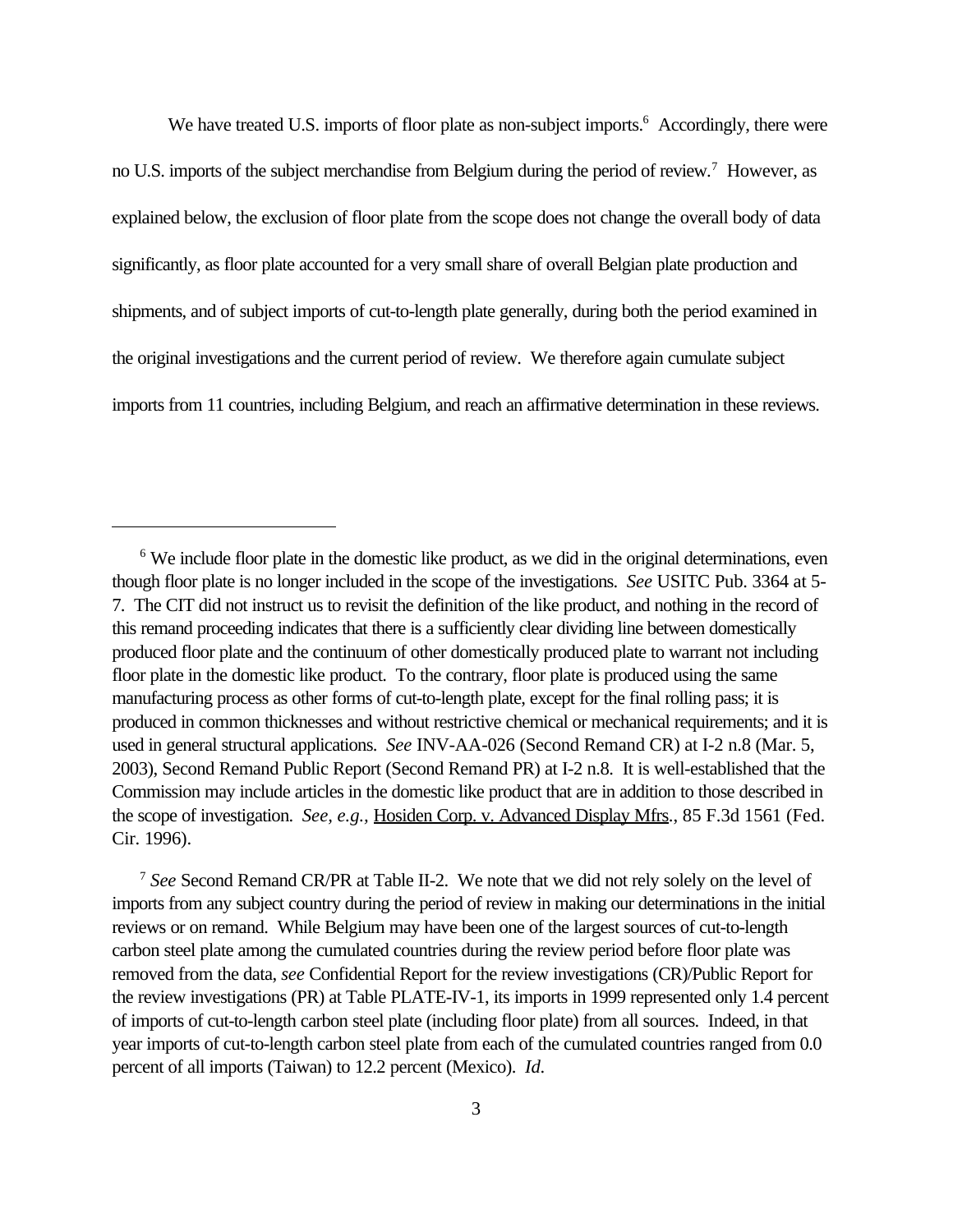We have treated U.S. imports of floor plate as non-subject imports.[6] Accordingly, there were no U.S. imports of the subject merchandise from Belgium during the period of review.[7] However, as explained below, the exclusion of floor plate from the scope does not change the overall body of data significantly, as floor plate accounted for a very small share of overall Belgian plate production and shipments, and of subject imports of cut-to-length plate generally, during both the period examined in the original investigations and the current period of review. We therefore again cumulate subject imports from 11 countries, including Belgium, and reach an affirmative determination in these reviews.

---

[6] We include floor plate in the domestic like product, as we did in the original determinations, even though floor plate is no longer included in the scope of the investigations. *See* USITC Pub. 3364 at 5-7. The CIT did not instruct us to revisit the definition of the like product, and nothing in the record of this remand proceeding indicates that there is a sufficiently clear dividing line between domestically produced floor plate and the continuum of other domestically produced plate to warrant not including floor plate in the domestic like product. To the contrary, floor plate is produced using the same manufacturing process as other forms of cut-to-length plate, except for the final rolling pass; it is produced in common thicknesses and without restrictive chemical or mechanical requirements; and it is used in general structural applications. *See* INV-AA-026 (Second Remand CR) at I-2 n.8 (Mar. 5, 2003), Second Remand Public Report (Second Remand PR) at I-2 n.8. It is well-established that the Commission may include articles in the domestic like product that are in addition to those described in the scope of investigation. *See, e.g.,* Hosiden Corp. v. Advanced Display Mfrs., 85 F.3d 1561 (Fed. Cir. 1996).

[7] *See* Second Remand CR/PR at Table II-2. We note that we did not rely solely on the level of imports from any subject country during the period of review in making our determinations in the initial reviews or on remand. While Belgium may have been one of the largest sources of cut-to-length carbon steel plate among the cumulated countries during the review period before floor plate was removed from the data, *see* Confidential Report for the review investigations (CR)/Public Report for the review investigations (PR) at Table PLATE-IV-1, its imports in 1999 represented only 1.4 percent of imports of cut-to-length carbon steel plate (including floor plate) from all sources. Indeed, in that year imports of cut-to-length carbon steel plate from each of the cumulated countries ranged from 0.0 percent of all imports (Taiwan) to 12.2 percent (Mexico). *Id.*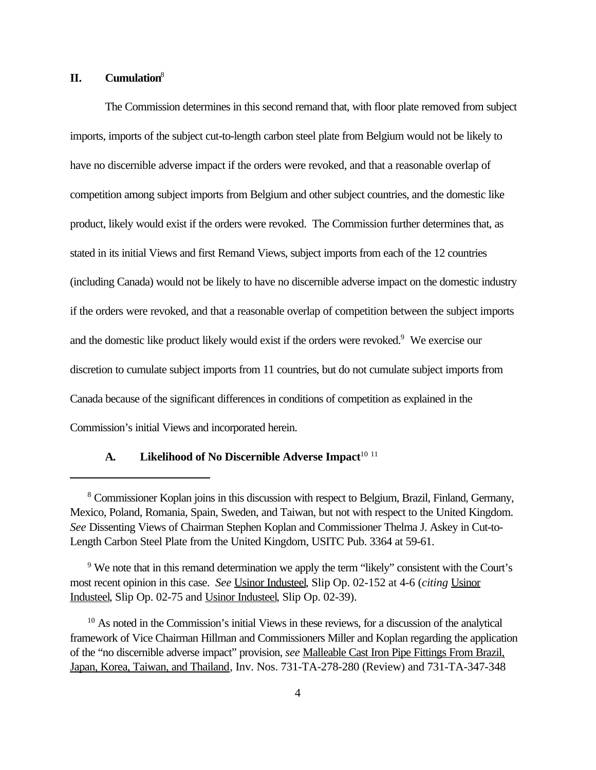## II. Cumulation[8]

The Commission determines in this second remand that, with floor plate removed from subject imports, imports of the subject cut-to-length carbon steel plate from Belgium would not be likely to have no discernible adverse impact if the orders were revoked, and that a reasonable overlap of competition among subject imports from Belgium and other subject countries, and the domestic like product, likely would exist if the orders were revoked. The Commission further determines that, as stated in its initial Views and first Remand Views, subject imports from each of the 12 countries (including Canada) would not be likely to have no discernible adverse impact on the domestic industry if the orders were revoked, and that a reasonable overlap of competition between the subject imports and the domestic like product likely would exist if the orders were revoked.[9] We exercise our discretion to cumulate subject imports from 11 countries, but do not cumulate subject imports from Canada because of the significant differences in conditions of competition as explained in the Commission's initial Views and incorporated herein.

### A. Likelihood of No Discernible Adverse Impact[10] [11]

---

[8] Commissioner Koplan joins in this discussion with respect to Belgium, Brazil, Finland, Germany, Mexico, Poland, Romania, Spain, Sweden, and Taiwan, but not with respect to the United Kingdom. *See* Dissenting Views of Chairman Stephen Koplan and Commissioner Thelma J. Askey in Cut-to-Length Carbon Steel Plate from the United Kingdom, USITC Pub. 3364 at 59-61.

[9] We note that in this remand determination we apply the term "likely" consistent with the Court's most recent opinion in this case. *See* Usinor Industeel, Slip Op. 02-152 at 4-6 (*citing* Usinor Industeel, Slip Op. 02-75 and Usinor Industeel, Slip Op. 02-39).

[10] As noted in the Commission's initial Views in these reviews, for a discussion of the analytical framework of Vice Chairman Hillman and Commissioners Miller and Koplan regarding the application of the "no discernible adverse impact" provision, *see* Malleable Cast Iron Pipe Fittings From Brazil, Japan, Korea, Taiwan, and Thailand, Inv. Nos. 731-TA-278-280 (Review) and 731-TA-347-348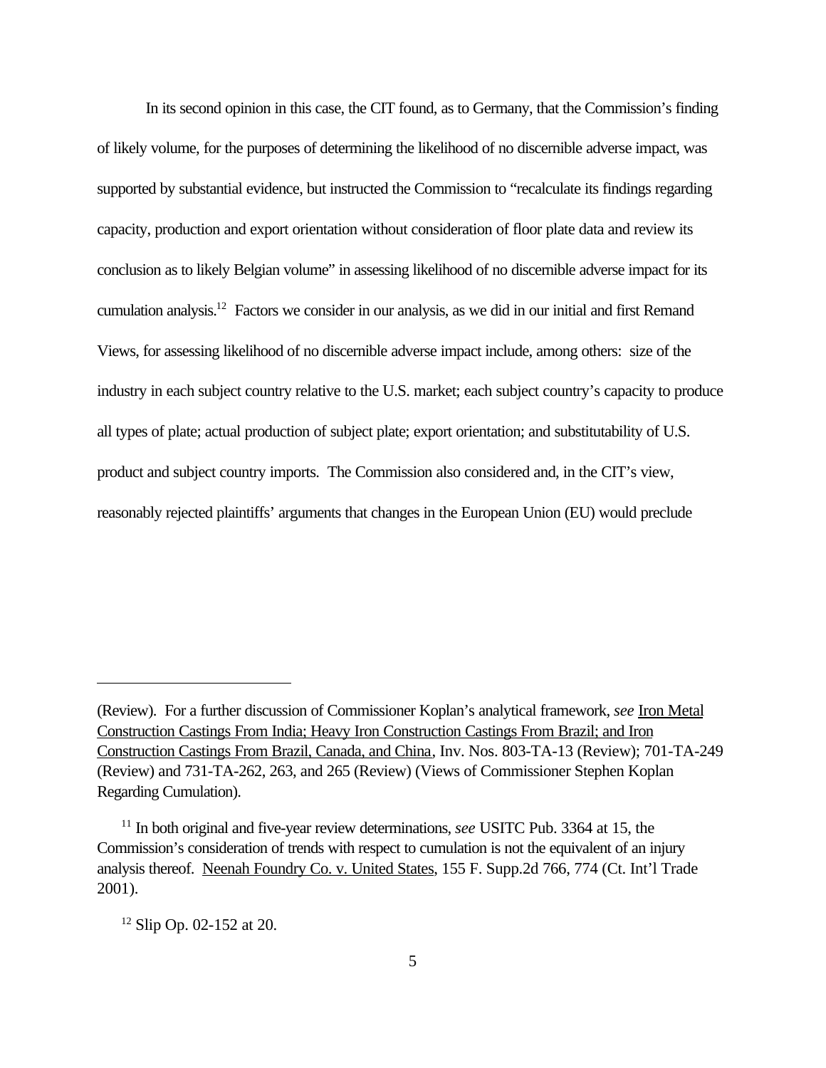In its second opinion in this case, the CIT found, as to Germany, that the Commission's finding of likely volume, for the purposes of determining the likelihood of no discernible adverse impact, was supported by substantial evidence, but instructed the Commission to "recalculate its findings regarding capacity, production and export orientation without consideration of floor plate data and review its conclusion as to likely Belgian volume" in assessing likelihood of no discernible adverse impact for its cumulation analysis.[12] Factors we consider in our analysis, as we did in our initial and first Remand Views, for assessing likelihood of no discernible adverse impact include, among others: size of the industry in each subject country relative to the U.S. market; each subject country's capacity to produce all types of plate; actual production of subject plate; export orientation; and substitutability of U.S. product and subject country imports. The Commission also considered and, in the CIT's view, reasonably rejected plaintiffs' arguments that changes in the European Union (EU) would preclude

---

(Review). For a further discussion of Commissioner Koplan's analytical framework, *see* Iron Metal Construction Castings From India; Heavy Iron Construction Castings From Brazil; and Iron Construction Castings From Brazil, Canada, and China, Inv. Nos. 803-TA-13 (Review); 701-TA-249 (Review) and 731-TA-262, 263, and 265 (Review) (Views of Commissioner Stephen Koplan Regarding Cumulation).

[11] In both original and five-year review determinations, *see* USITC Pub. 3364 at 15, the Commission's consideration of trends with respect to cumulation is not the equivalent of an injury analysis thereof. Neenah Foundry Co. v. United States, 155 F. Supp.2d 766, 774 (Ct. Int'l Trade 2001).

[12] Slip Op. 02-152 at 20.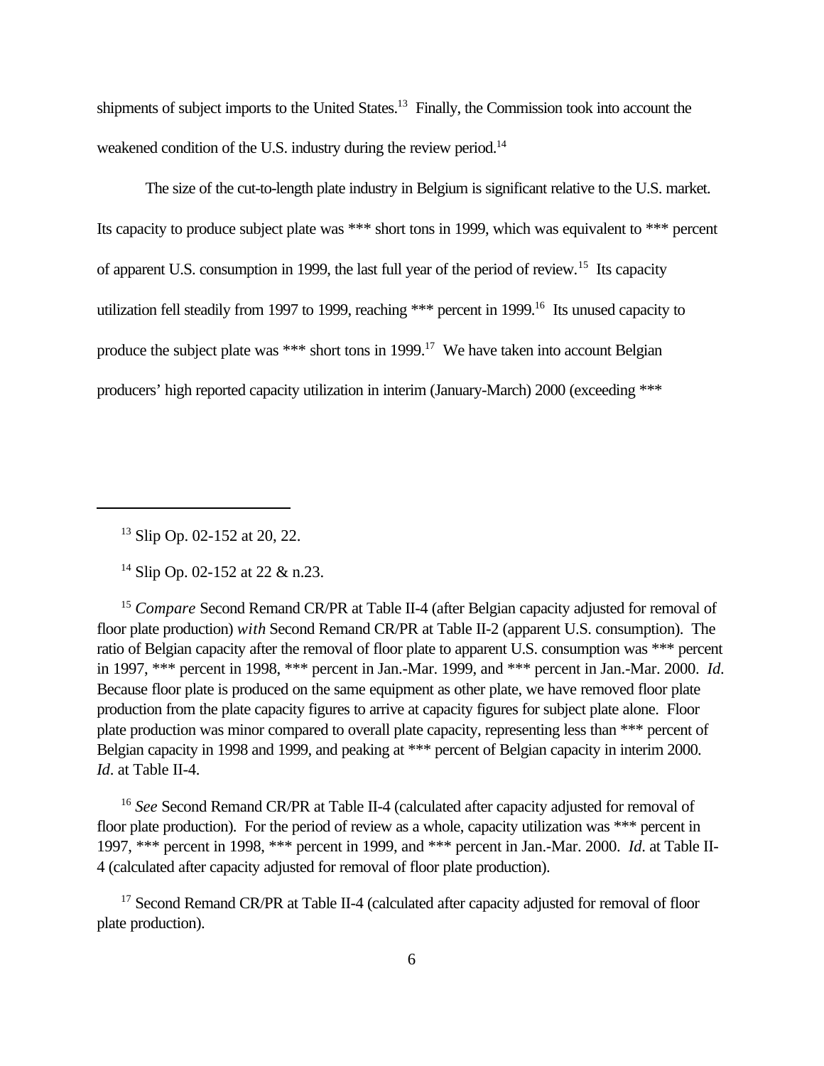shipments of subject imports to the United States.[13] Finally, the Commission took into account the weakened condition of the U.S. industry during the review period.[14]

The size of the cut-to-length plate industry in Belgium is significant relative to the U.S. market. Its capacity to produce subject plate was *** short tons in 1999, which was equivalent to *** percent of apparent U.S. consumption in 1999, the last full year of the period of review.[15] Its capacity utilization fell steadily from 1997 to 1999, reaching *** percent in 1999.[16] Its unused capacity to produce the subject plate was *** short tons in 1999.[17] We have taken into account Belgian producers' high reported capacity utilization in interim (January-March) 2000 (exceeding ***

---

[13] Slip Op. 02-152 at 20, 22.

[14] Slip Op. 02-152 at 22 & n.23.

[15] *Compare* Second Remand CR/PR at Table II-4 (after Belgian capacity adjusted for removal of floor plate production) *with* Second Remand CR/PR at Table II-2 (apparent U.S. consumption). The ratio of Belgian capacity after the removal of floor plate to apparent U.S. consumption was *** percent in 1997, *** percent in 1998, *** percent in Jan.-Mar. 1999, and *** percent in Jan.-Mar. 2000. *Id*. Because floor plate is produced on the same equipment as other plate, we have removed floor plate production from the plate capacity figures to arrive at capacity figures for subject plate alone. Floor plate production was minor compared to overall plate capacity, representing less than *** percent of Belgian capacity in 1998 and 1999, and peaking at *** percent of Belgian capacity in interim 2000. *Id*. at Table II-4.

[16] *See* Second Remand CR/PR at Table II-4 (calculated after capacity adjusted for removal of floor plate production). For the period of review as a whole, capacity utilization was *** percent in 1997, *** percent in 1998, *** percent in 1999, and *** percent in Jan.-Mar. 2000. *Id*. at Table II-4 (calculated after capacity adjusted for removal of floor plate production).

[17] Second Remand CR/PR at Table II-4 (calculated after capacity adjusted for removal of floor plate production).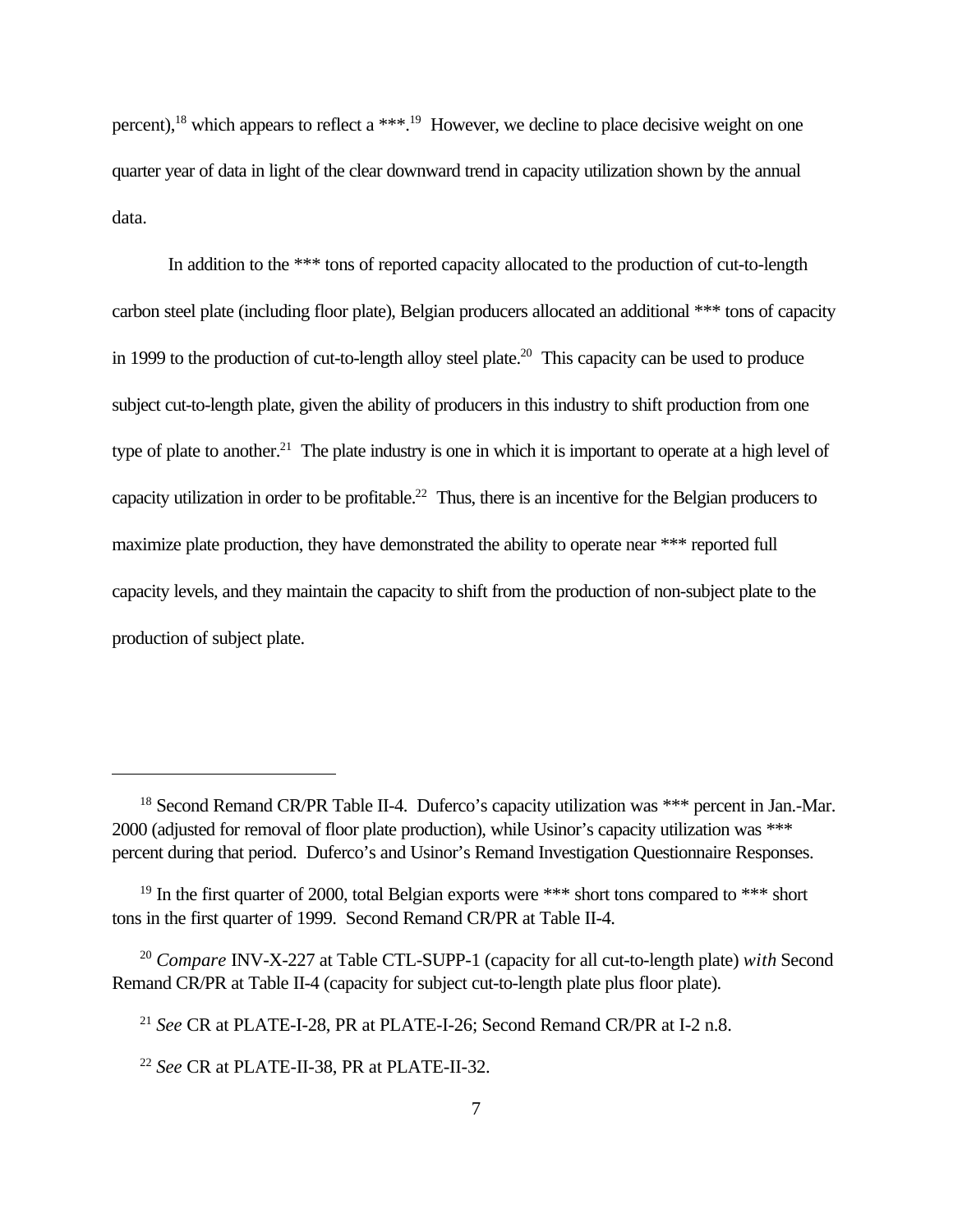percent),[18] which appears to reflect a ***.[19] However, we decline to place decisive weight on one quarter year of data in light of the clear downward trend in capacity utilization shown by the annual data.

In addition to the *** tons of reported capacity allocated to the production of cut-to-length carbon steel plate (including floor plate), Belgian producers allocated an additional *** tons of capacity in 1999 to the production of cut-to-length alloy steel plate.[20] This capacity can be used to produce subject cut-to-length plate, given the ability of producers in this industry to shift production from one type of plate to another.[21] The plate industry is one in which it is important to operate at a high level of capacity utilization in order to be profitable.[22] Thus, there is an incentive for the Belgian producers to maximize plate production, they have demonstrated the ability to operate near *** reported full capacity levels, and they maintain the capacity to shift from the production of non-subject plate to the production of subject plate.

---

[18] Second Remand CR/PR Table II-4. Duferco's capacity utilization was *** percent in Jan.-Mar. 2000 (adjusted for removal of floor plate production), while Usinor's capacity utilization was *** percent during that period. Duferco's and Usinor's Remand Investigation Questionnaire Responses.

[19] In the first quarter of 2000, total Belgian exports were *** short tons compared to *** short tons in the first quarter of 1999. Second Remand CR/PR at Table II-4.

[20] *Compare* INV-X-227 at Table CTL-SUPP-1 (capacity for all cut-to-length plate) *with* Second Remand CR/PR at Table II-4 (capacity for subject cut-to-length plate plus floor plate).

[21] *See* CR at PLATE-I-28, PR at PLATE-I-26; Second Remand CR/PR at I-2 n.8.

[22] *See* CR at PLATE-II-38, PR at PLATE-II-32.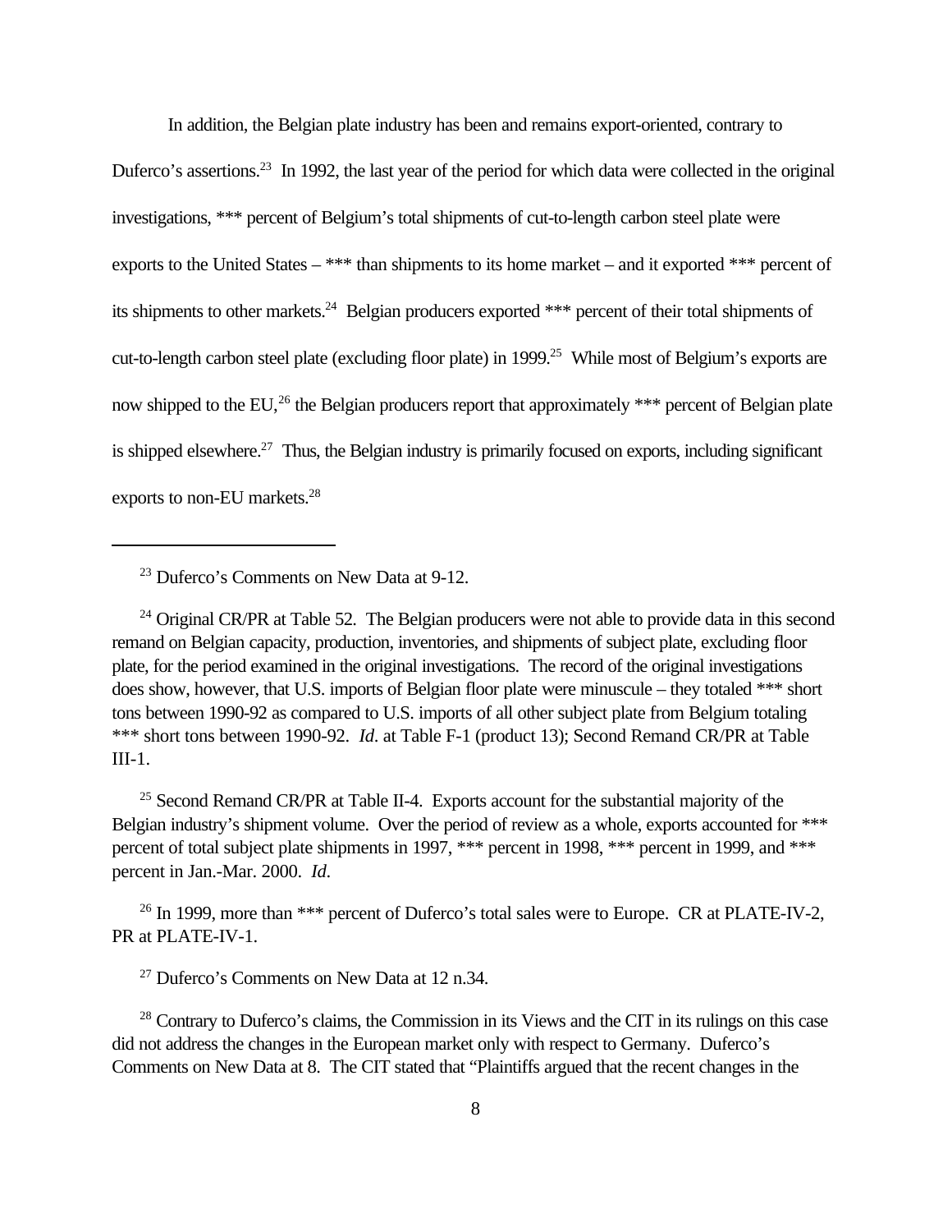In addition, the Belgian plate industry has been and remains export-oriented, contrary to Duferco's assertions.[23] In 1992, the last year of the period for which data were collected in the original investigations, *** percent of Belgium's total shipments of cut-to-length carbon steel plate were exports to the United States – *** than shipments to its home market – and it exported *** percent of its shipments to other markets.[24] Belgian producers exported *** percent of their total shipments of cut-to-length carbon steel plate (excluding floor plate) in 1999.[25] While most of Belgium's exports are now shipped to the EU,[26] the Belgian producers report that approximately *** percent of Belgian plate is shipped elsewhere.[27] Thus, the Belgian industry is primarily focused on exports, including significant exports to non-EU markets.[28]

---

[23] Duferco's Comments on New Data at 9-12.

[24] Original CR/PR at Table 52. The Belgian producers were not able to provide data in this second remand on Belgian capacity, production, inventories, and shipments of subject plate, excluding floor plate, for the period examined in the original investigations. The record of the original investigations does show, however, that U.S. imports of Belgian floor plate were minuscule – they totaled *** short tons between 1990-92 as compared to U.S. imports of all other subject plate from Belgium totaling *** short tons between 1990-92. *Id*. at Table F-1 (product 13); Second Remand CR/PR at Table III-1.

[25] Second Remand CR/PR at Table II-4. Exports account for the substantial majority of the Belgian industry's shipment volume. Over the period of review as a whole, exports accounted for *** percent of total subject plate shipments in 1997, *** percent in 1998, *** percent in 1999, and *** percent in Jan.-Mar. 2000. *Id*.

[26] In 1999, more than *** percent of Duferco's total sales were to Europe. CR at PLATE-IV-2, PR at PLATE-IV-1.

[27] Duferco's Comments on New Data at 12 n.34.

[28] Contrary to Duferco's claims, the Commission in its Views and the CIT in its rulings on this case did not address the changes in the European market only with respect to Germany. Duferco's Comments on New Data at 8. The CIT stated that "Plaintiffs argued that the recent changes in the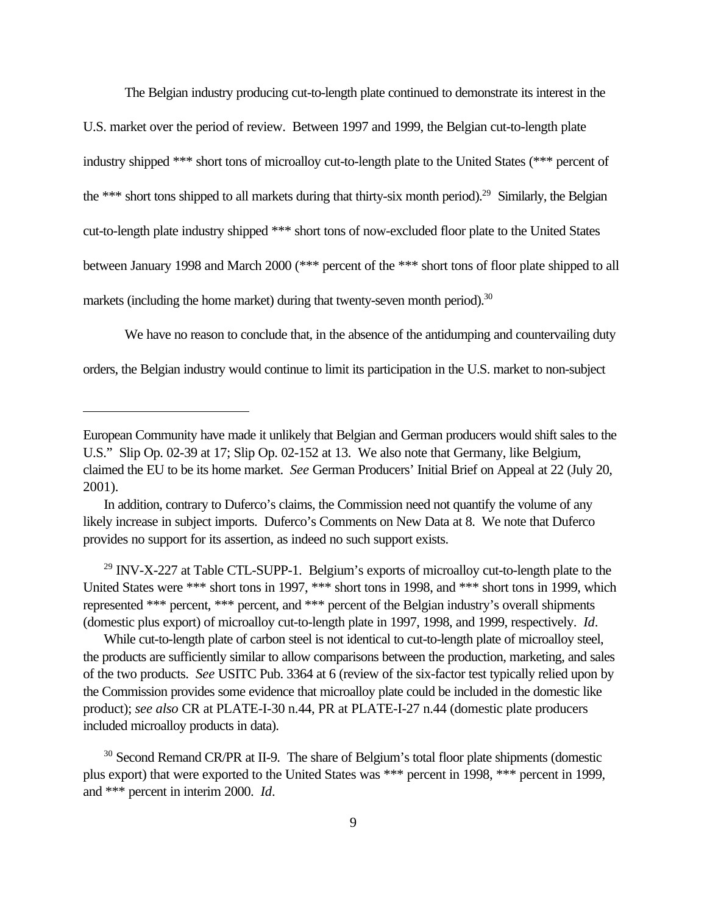The Belgian industry producing cut-to-length plate continued to demonstrate its interest in the U.S. market over the period of review. Between 1997 and 1999, the Belgian cut-to-length plate industry shipped *** short tons of microalloy cut-to-length plate to the United States (*** percent of the *** short tons shipped to all markets during that thirty-six month period).[29] Similarly, the Belgian cut-to-length plate industry shipped *** short tons of now-excluded floor plate to the United States between January 1998 and March 2000 (*** percent of the *** short tons of floor plate shipped to all markets (including the home market) during that twenty-seven month period).[30]

We have no reason to conclude that, in the absence of the antidumping and countervailing duty orders, the Belgian industry would continue to limit its participation in the U.S. market to non-subject

---

European Community have made it unlikely that Belgian and German producers would shift sales to the U.S." Slip Op. 02-39 at 17; Slip Op. 02-152 at 13. We also note that Germany, like Belgium, claimed the EU to be its home market. *See* German Producers' Initial Brief on Appeal at 22 (July 20, 2001).

In addition, contrary to Duferco's claims, the Commission need not quantify the volume of any likely increase in subject imports. Duferco's Comments on New Data at 8. We note that Duferco provides no support for its assertion, as indeed no such support exists.

[29] INV-X-227 at Table CTL-SUPP-1. Belgium's exports of microalloy cut-to-length plate to the United States were *** short tons in 1997, *** short tons in 1998, and *** short tons in 1999, which represented *** percent, *** percent, and *** percent of the Belgian industry's overall shipments (domestic plus export) of microalloy cut-to-length plate in 1997, 1998, and 1999, respectively. *Id*.

While cut-to-length plate of carbon steel is not identical to cut-to-length plate of microalloy steel, the products are sufficiently similar to allow comparisons between the production, marketing, and sales of the two products. *See* USITC Pub. 3364 at 6 (review of the six-factor test typically relied upon by the Commission provides some evidence that microalloy plate could be included in the domestic like product); *see also* CR at PLATE-I-30 n.44, PR at PLATE-I-27 n.44 (domestic plate producers included microalloy products in data).

[30] Second Remand CR/PR at II-9. The share of Belgium's total floor plate shipments (domestic plus export) that were exported to the United States was *** percent in 1998, *** percent in 1999, and *** percent in interim 2000. *Id*.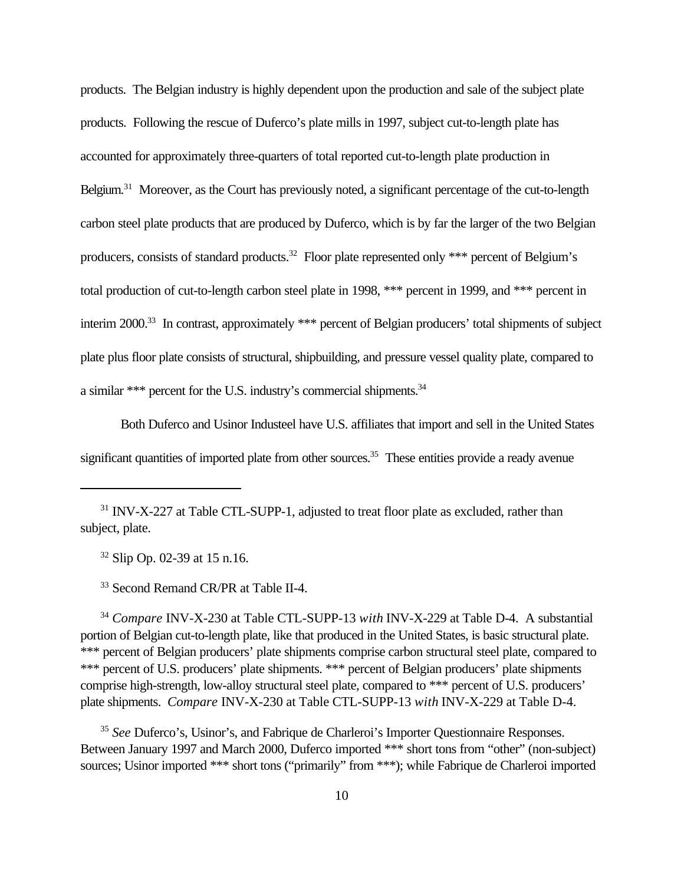products. The Belgian industry is highly dependent upon the production and sale of the subject plate products. Following the rescue of Duferco's plate mills in 1997, subject cut-to-length plate has accounted for approximately three-quarters of total reported cut-to-length plate production in Belgium.[31] Moreover, as the Court has previously noted, a significant percentage of the cut-to-length carbon steel plate products that are produced by Duferco, which is by far the larger of the two Belgian producers, consists of standard products.[32] Floor plate represented only *** percent of Belgium's total production of cut-to-length carbon steel plate in 1998, *** percent in 1999, and *** percent in interim 2000.[33] In contrast, approximately *** percent of Belgian producers' total shipments of subject plate plus floor plate consists of structural, shipbuilding, and pressure vessel quality plate, compared to a similar *** percent for the U.S. industry's commercial shipments.[34]

Both Duferco and Usinor Industeel have U.S. affiliates that import and sell in the United States significant quantities of imported plate from other sources.[35] These entities provide a ready avenue

---

[31] INV-X-227 at Table CTL-SUPP-1, adjusted to treat floor plate as excluded, rather than subject, plate.

[32] Slip Op. 02-39 at 15 n.16.

[33] Second Remand CR/PR at Table II-4.

[34] *Compare* INV-X-230 at Table CTL-SUPP-13 *with* INV-X-229 at Table D-4. A substantial portion of Belgian cut-to-length plate, like that produced in the United States, is basic structural plate. *** percent of Belgian producers' plate shipments comprise carbon structural steel plate, compared to *** percent of U.S. producers' plate shipments. *** percent of Belgian producers' plate shipments comprise high-strength, low-alloy structural steel plate, compared to *** percent of U.S. producers' plate shipments. *Compare* INV-X-230 at Table CTL-SUPP-13 *with* INV-X-229 at Table D-4.

[35] *See* Duferco's, Usinor's, and Fabrique de Charleroi's Importer Questionnaire Responses. Between January 1997 and March 2000, Duferco imported *** short tons from "other" (non-subject) sources; Usinor imported *** short tons ("primarily" from ***); while Fabrique de Charleroi imported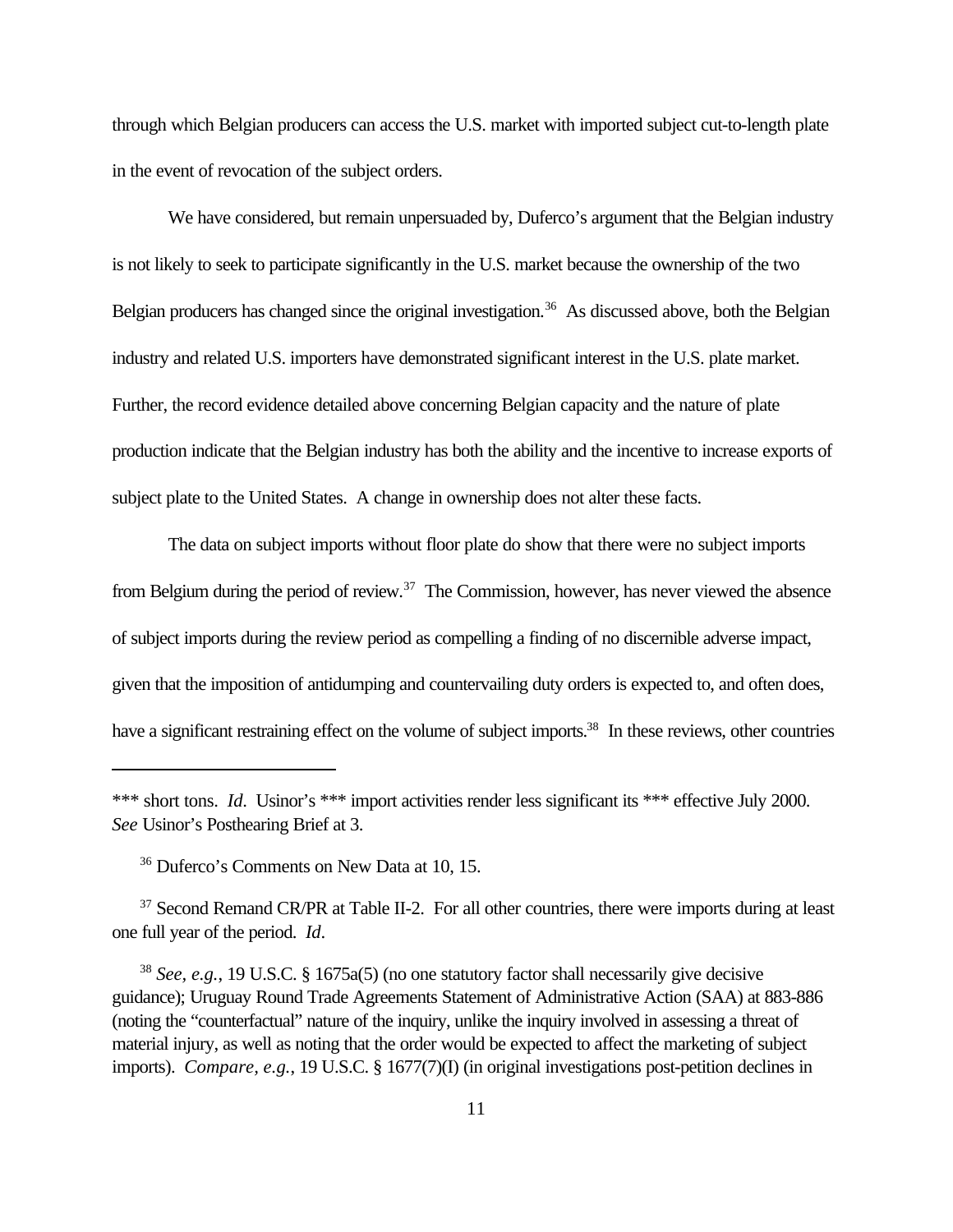through which Belgian producers can access the U.S. market with imported subject cut-to-length plate in the event of revocation of the subject orders.

We have considered, but remain unpersuaded by, Duferco's argument that the Belgian industry is not likely to seek to participate significantly in the U.S. market because the ownership of the two Belgian producers has changed since the original investigation.[36] As discussed above, both the Belgian industry and related U.S. importers have demonstrated significant interest in the U.S. plate market. Further, the record evidence detailed above concerning Belgian capacity and the nature of plate production indicate that the Belgian industry has both the ability and the incentive to increase exports of subject plate to the United States. A change in ownership does not alter these facts.

The data on subject imports without floor plate do show that there were no subject imports from Belgium during the period of review.[37] The Commission, however, has never viewed the absence of subject imports during the review period as compelling a finding of no discernible adverse impact, given that the imposition of antidumping and countervailing duty orders is expected to, and often does, have a significant restraining effect on the volume of subject imports.[38] In these reviews, other countries

---

*** short tons. *Id*. Usinor's *** import activities render less significant its *** effective July 2000. *See* Usinor's Posthearing Brief at 3.

[36] Duferco's Comments on New Data at 10, 15.

[37] Second Remand CR/PR at Table II-2. For all other countries, there were imports during at least one full year of the period. *Id*.

[38] *See, e.g.*, 19 U.S.C. § 1675a(5) (no one statutory factor shall necessarily give decisive guidance); Uruguay Round Trade Agreements Statement of Administrative Action (SAA) at 883-886 (noting the "counterfactual" nature of the inquiry, unlike the inquiry involved in assessing a threat of material injury, as well as noting that the order would be expected to affect the marketing of subject imports). *Compare, e.g.*, 19 U.S.C. § 1677(7)(I) (in original investigations post-petition declines in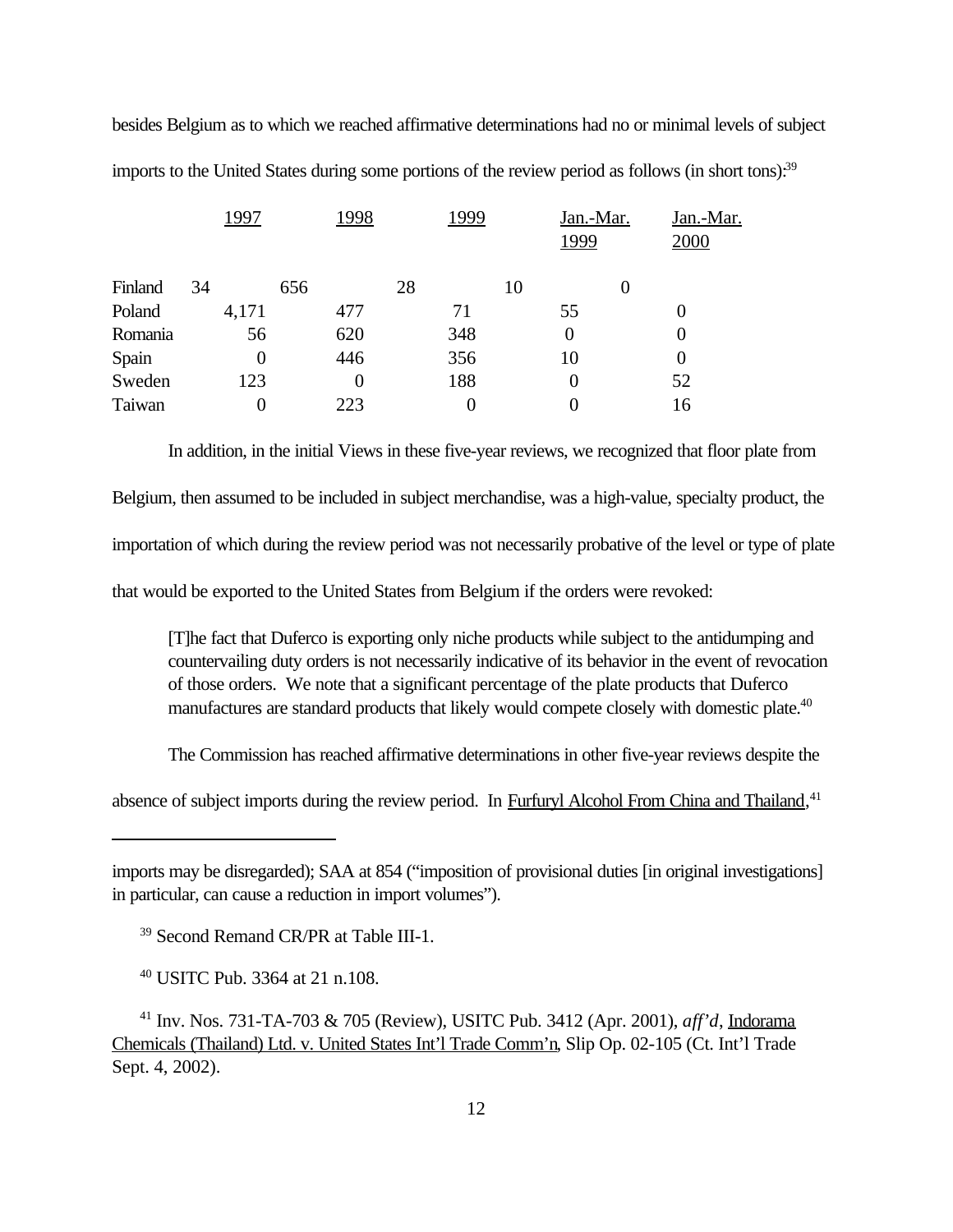besides Belgium as to which we reached affirmative determinations had no or minimal levels of subject imports to the United States during some portions of the review period as follows (in short tons):[39]

| | 1997 | 1998 | 1999 | Jan.-Mar. 1999 | Jan.-Mar. 2000 |
|---|---|---|---|---|---|
| Finland | 34 | 656 | 28 | 10 | 0 |
| Poland | 4,171 | 477 | 71 | 55 | 0 |
| Romania | 56 | 620 | 348 | 0 | 0 |
| Spain | 0 | 446 | 356 | 10 | 0 |
| Sweden | 123 | 0 | 188 | 0 | 52 |
| Taiwan | 0 | 223 | 0 | 0 | 16 |

In addition, in the initial Views in these five-year reviews, we recognized that floor plate from Belgium, then assumed to be included in subject merchandise, was a high-value, specialty product, the importation of which during the review period was not necessarily probative of the level or type of plate that would be exported to the United States from Belgium if the orders were revoked:

> [T]he fact that Duferco is exporting only niche products while subject to the antidumping and countervailing duty orders is not necessarily indicative of its behavior in the event of revocation of those orders. We note that a significant percentage of the plate products that Duferco manufactures are standard products that likely would compete closely with domestic plate.[40]

The Commission has reached affirmative determinations in other five-year reviews despite the absence of subject imports during the review period. In Furfuryl Alcohol From China and Thailand,[41]

---

imports may be disregarded); SAA at 854 ("imposition of provisional duties [in original investigations] in particular, can cause a reduction in import volumes").

[39] Second Remand CR/PR at Table III-1.

[40] USITC Pub. 3364 at 21 n.108.

[41] Inv. Nos. 731-TA-703 & 705 (Review), USITC Pub. 3412 (Apr. 2001), *aff'd*, Indorama Chemicals (Thailand) Ltd. v. United States Int'l Trade Comm'n, Slip Op. 02-105 (Ct. Int'l Trade Sept. 4, 2002).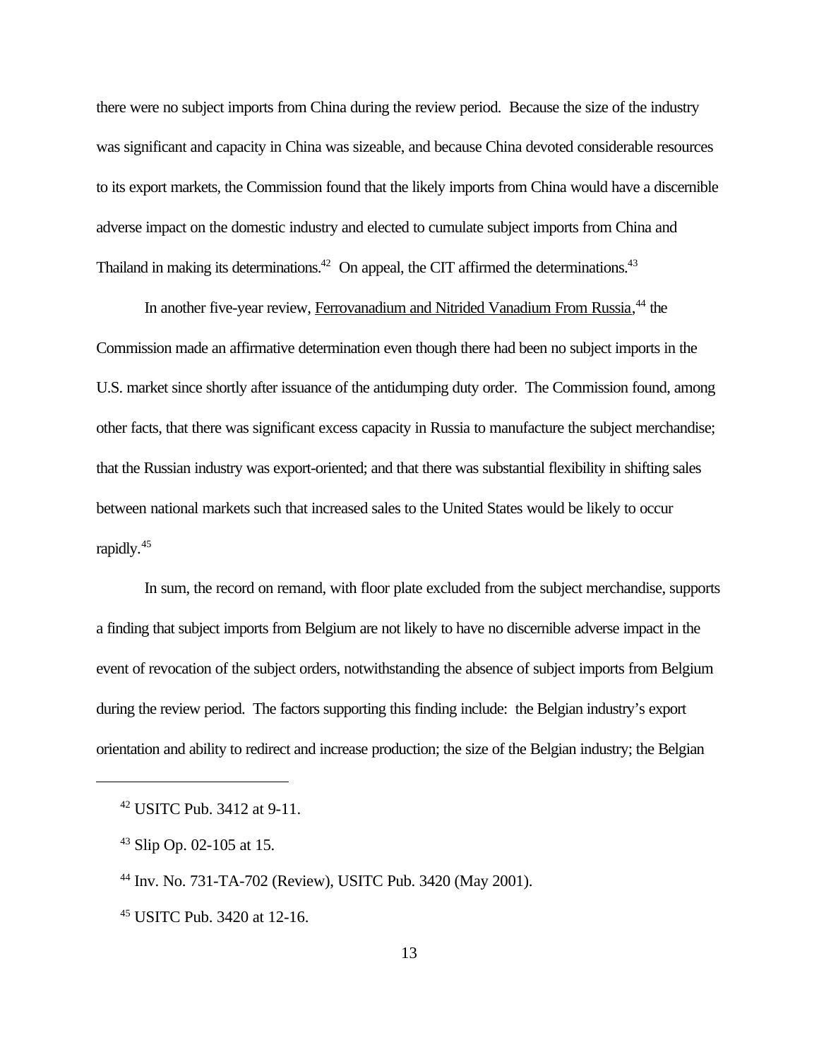there were no subject imports from China during the review period. Because the size of the industry was significant and capacity in China was sizeable, and because China devoted considerable resources to its export markets, the Commission found that the likely imports from China would have a discernible adverse impact on the domestic industry and elected to cumulate subject imports from China and Thailand in making its determinations.[42] On appeal, the CIT affirmed the determinations.[43]

In another five-year review, Ferrovanadium and Nitrided Vanadium From Russia,[44] the Commission made an affirmative determination even though there had been no subject imports in the U.S. market since shortly after issuance of the antidumping duty order. The Commission found, among other facts, that there was significant excess capacity in Russia to manufacture the subject merchandise; that the Russian industry was export-oriented; and that there was substantial flexibility in shifting sales between national markets such that increased sales to the United States would be likely to occur rapidly.[45]

In sum, the record on remand, with floor plate excluded from the subject merchandise, supports a finding that subject imports from Belgium are not likely to have no discernible adverse impact in the event of revocation of the subject orders, notwithstanding the absence of subject imports from Belgium during the review period. The factors supporting this finding include: the Belgian industry's export orientation and ability to redirect and increase production; the size of the Belgian industry; the Belgian

---

[42] USITC Pub. 3412 at 9-11.

[43] Slip Op. 02-105 at 15.

[44] Inv. No. 731-TA-702 (Review), USITC Pub. 3420 (May 2001).

[45] USITC Pub. 3420 at 12-16.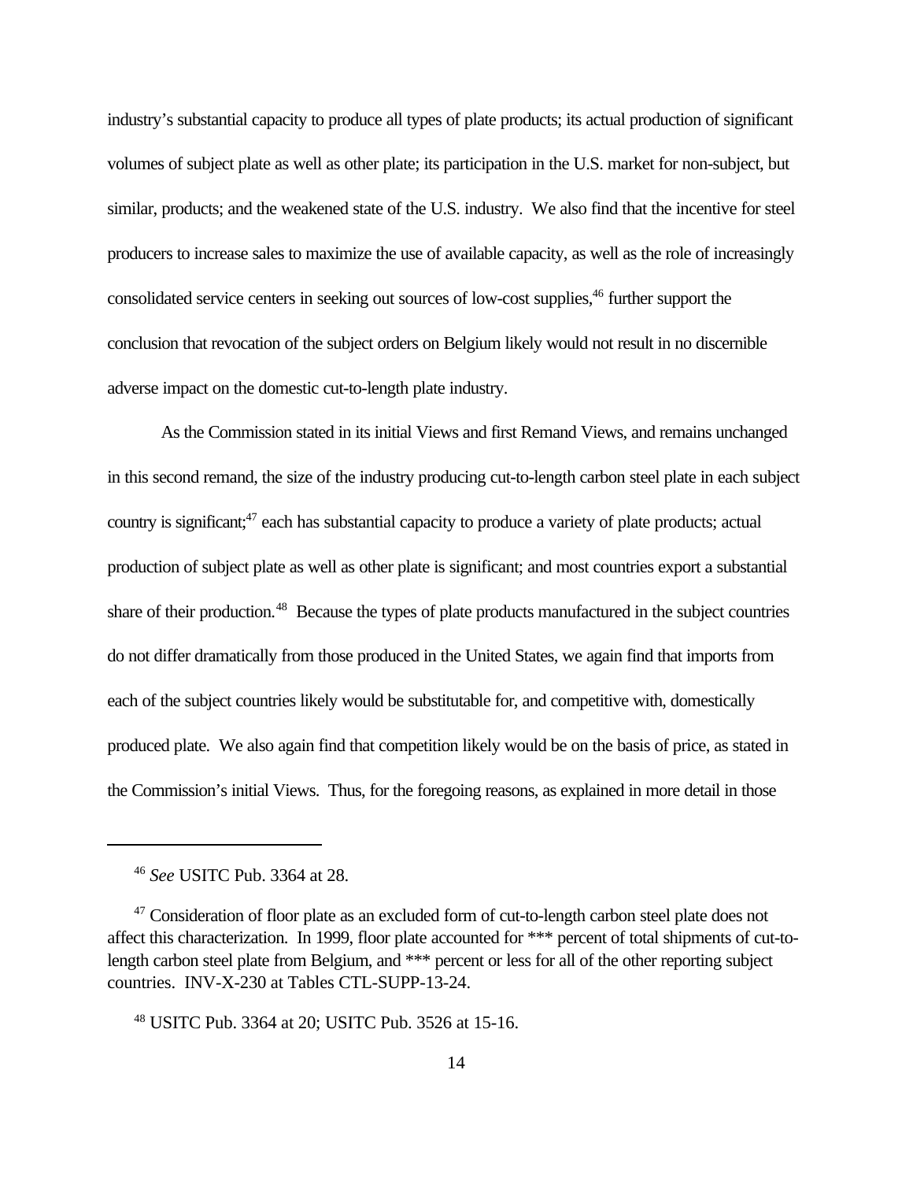industry's substantial capacity to produce all types of plate products; its actual production of significant volumes of subject plate as well as other plate; its participation in the U.S. market for non-subject, but similar, products; and the weakened state of the U.S. industry. We also find that the incentive for steel producers to increase sales to maximize the use of available capacity, as well as the role of increasingly consolidated service centers in seeking out sources of low-cost supplies,[46] further support the conclusion that revocation of the subject orders on Belgium likely would not result in no discernible adverse impact on the domestic cut-to-length plate industry.

As the Commission stated in its initial Views and first Remand Views, and remains unchanged in this second remand, the size of the industry producing cut-to-length carbon steel plate in each subject country is significant;[47] each has substantial capacity to produce a variety of plate products; actual production of subject plate as well as other plate is significant; and most countries export a substantial share of their production.[48] Because the types of plate products manufactured in the subject countries do not differ dramatically from those produced in the United States, we again find that imports from each of the subject countries likely would be substitutable for, and competitive with, domestically produced plate. We also again find that competition likely would be on the basis of price, as stated in the Commission's initial Views. Thus, for the foregoing reasons, as explained in more detail in those

---

[46] *See* USITC Pub. 3364 at 28.

[47] Consideration of floor plate as an excluded form of cut-to-length carbon steel plate does not affect this characterization. In 1999, floor plate accounted for *** percent of total shipments of cut-to-length carbon steel plate from Belgium, and *** percent or less for all of the other reporting subject countries. INV-X-230 at Tables CTL-SUPP-13-24.

[48] USITC Pub. 3364 at 20; USITC Pub. 3526 at 15-16.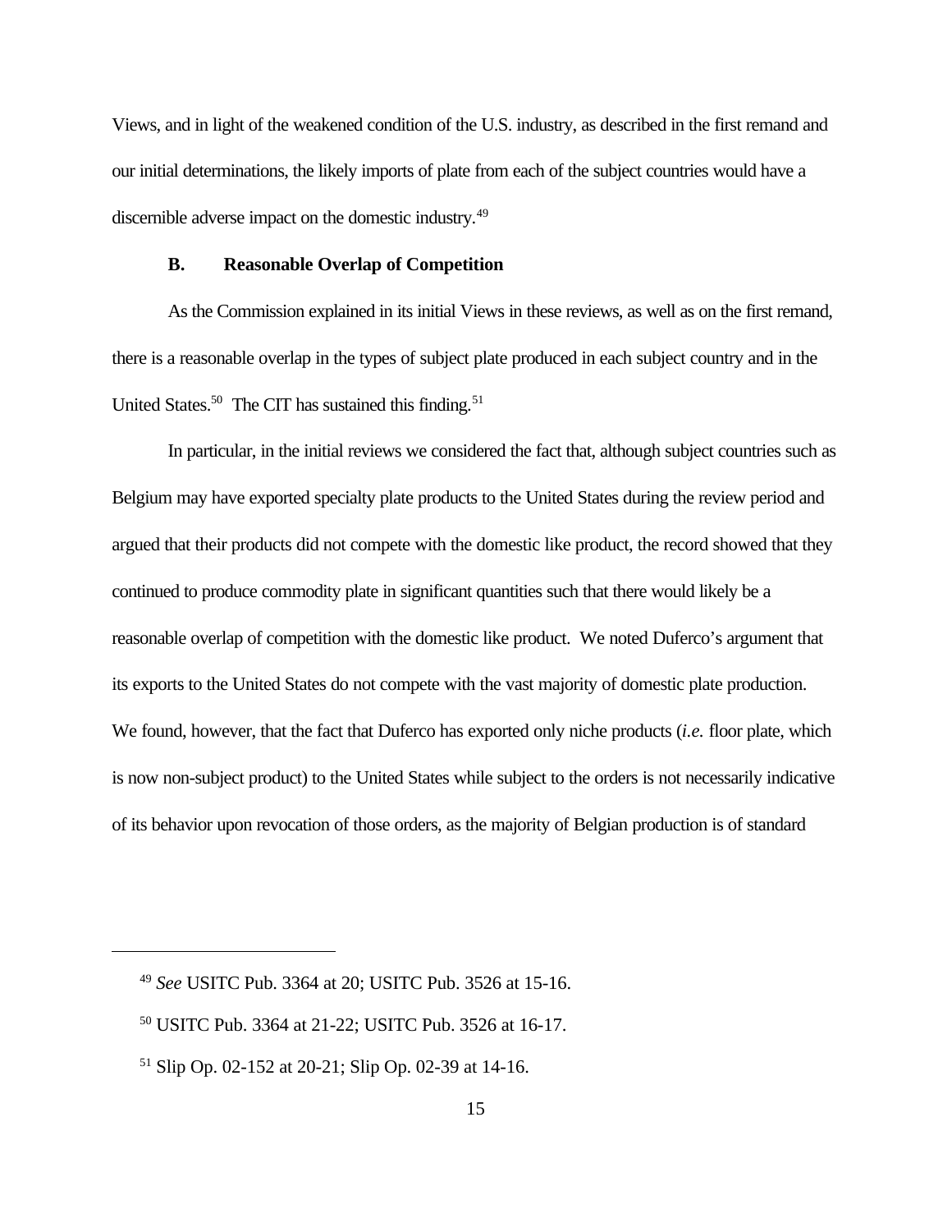Views, and in light of the weakened condition of the U.S. industry, as described in the first remand and our initial determinations, the likely imports of plate from each of the subject countries would have a discernible adverse impact on the domestic industry.[49]

### B. Reasonable Overlap of Competition

As the Commission explained in its initial Views in these reviews, as well as on the first remand, there is a reasonable overlap in the types of subject plate produced in each subject country and in the United States.[50] The CIT has sustained this finding.[51]

In particular, in the initial reviews we considered the fact that, although subject countries such as Belgium may have exported specialty plate products to the United States during the review period and argued that their products did not compete with the domestic like product, the record showed that they continued to produce commodity plate in significant quantities such that there would likely be a reasonable overlap of competition with the domestic like product. We noted Duferco's argument that its exports to the United States do not compete with the vast majority of domestic plate production. We found, however, that the fact that Duferco has exported only niche products (*i.e.* floor plate, which is now non-subject product) to the United States while subject to the orders is not necessarily indicative of its behavior upon revocation of those orders, as the majority of Belgian production is of standard

---

[49] *See* USITC Pub. 3364 at 20; USITC Pub. 3526 at 15-16.

[50] USITC Pub. 3364 at 21-22; USITC Pub. 3526 at 16-17.

[51] Slip Op. 02-152 at 20-21; Slip Op. 02-39 at 14-16.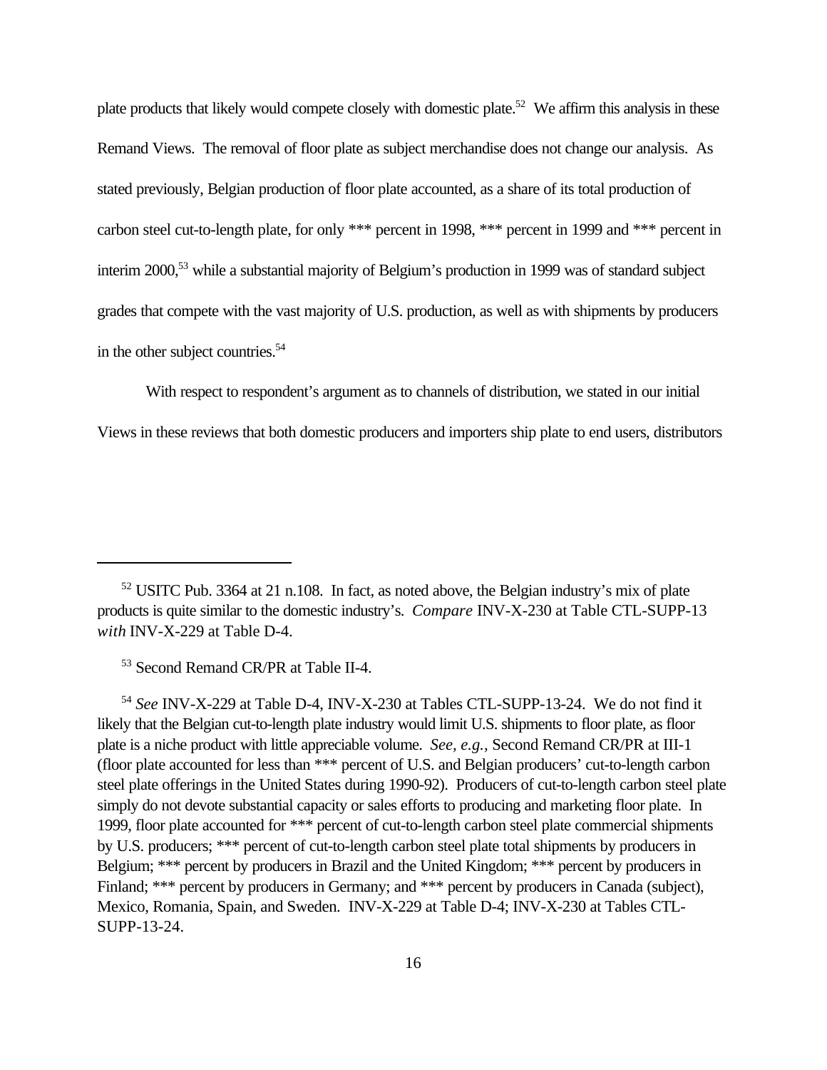plate products that likely would compete closely with domestic plate.[52] We affirm this analysis in these Remand Views. The removal of floor plate as subject merchandise does not change our analysis. As stated previously, Belgian production of floor plate accounted, as a share of its total production of carbon steel cut-to-length plate, for only *** percent in 1998, *** percent in 1999 and *** percent in interim 2000,[53] while a substantial majority of Belgium's production in 1999 was of standard subject grades that compete with the vast majority of U.S. production, as well as with shipments by producers in the other subject countries.[54]

With respect to respondent's argument as to channels of distribution, we stated in our initial Views in these reviews that both domestic producers and importers ship plate to end users, distributors

---

[52] USITC Pub. 3364 at 21 n.108. In fact, as noted above, the Belgian industry's mix of plate products is quite similar to the domestic industry's. *Compare* INV-X-230 at Table CTL-SUPP-13 *with* INV-X-229 at Table D-4.

[53] Second Remand CR/PR at Table II-4.

[54] *See* INV-X-229 at Table D-4, INV-X-230 at Tables CTL-SUPP-13-24. We do not find it likely that the Belgian cut-to-length plate industry would limit U.S. shipments to floor plate, as floor plate is a niche product with little appreciable volume. *See, e.g.*, Second Remand CR/PR at III-1 (floor plate accounted for less than *** percent of U.S. and Belgian producers' cut-to-length carbon steel plate offerings in the United States during 1990-92). Producers of cut-to-length carbon steel plate simply do not devote substantial capacity or sales efforts to producing and marketing floor plate. In 1999, floor plate accounted for *** percent of cut-to-length carbon steel plate commercial shipments by U.S. producers; *** percent of cut-to-length carbon steel plate total shipments by producers in Belgium; *** percent by producers in Brazil and the United Kingdom; *** percent by producers in Finland; *** percent by producers in Germany; and *** percent by producers in Canada (subject), Mexico, Romania, Spain, and Sweden. INV-X-229 at Table D-4; INV-X-230 at Tables CTL-SUPP-13-24.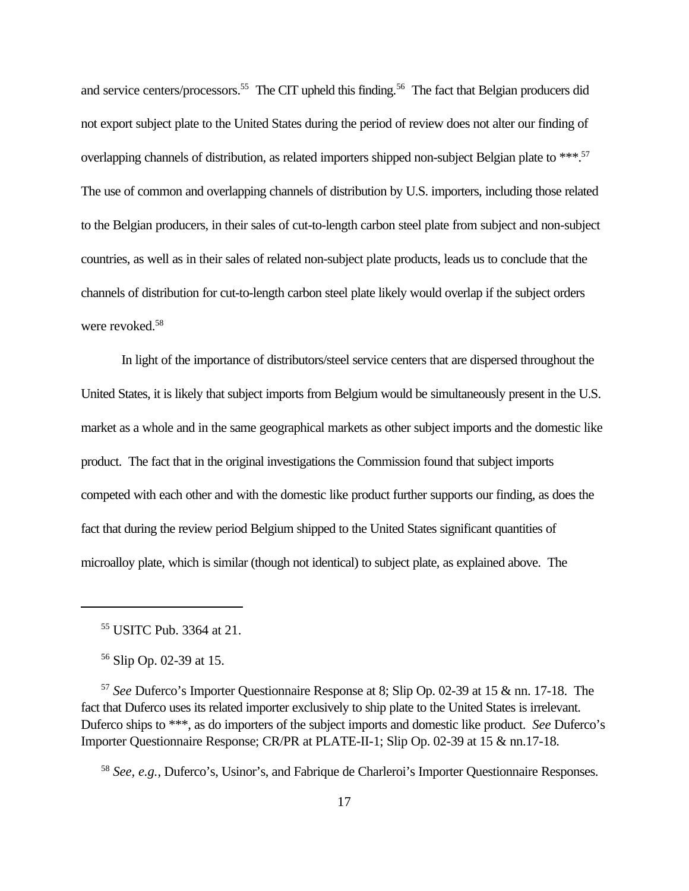and service centers/processors.[55] The CIT upheld this finding.[56] The fact that Belgian producers did not export subject plate to the United States during the period of review does not alter our finding of overlapping channels of distribution, as related importers shipped non-subject Belgian plate to ***.[57] The use of common and overlapping channels of distribution by U.S. importers, including those related to the Belgian producers, in their sales of cut-to-length carbon steel plate from subject and non-subject countries, as well as in their sales of related non-subject plate products, leads us to conclude that the channels of distribution for cut-to-length carbon steel plate likely would overlap if the subject orders were revoked.[58]

In light of the importance of distributors/steel service centers that are dispersed throughout the United States, it is likely that subject imports from Belgium would be simultaneously present in the U.S. market as a whole and in the same geographical markets as other subject imports and the domestic like product. The fact that in the original investigations the Commission found that subject imports competed with each other and with the domestic like product further supports our finding, as does the fact that during the review period Belgium shipped to the United States significant quantities of microalloy plate, which is similar (though not identical) to subject plate, as explained above. The

---

[55] USITC Pub. 3364 at 21.

[56] Slip Op. 02-39 at 15.

[57] *See* Duferco's Importer Questionnaire Response at 8; Slip Op. 02-39 at 15 & nn. 17-18. The fact that Duferco uses its related importer exclusively to ship plate to the United States is irrelevant. Duferco ships to ***, as do importers of the subject imports and domestic like product. *See* Duferco's Importer Questionnaire Response; CR/PR at PLATE-II-1; Slip Op. 02-39 at 15 & nn.17-18.

[58] *See, e.g.*, Duferco's, Usinor's, and Fabrique de Charleroi's Importer Questionnaire Responses.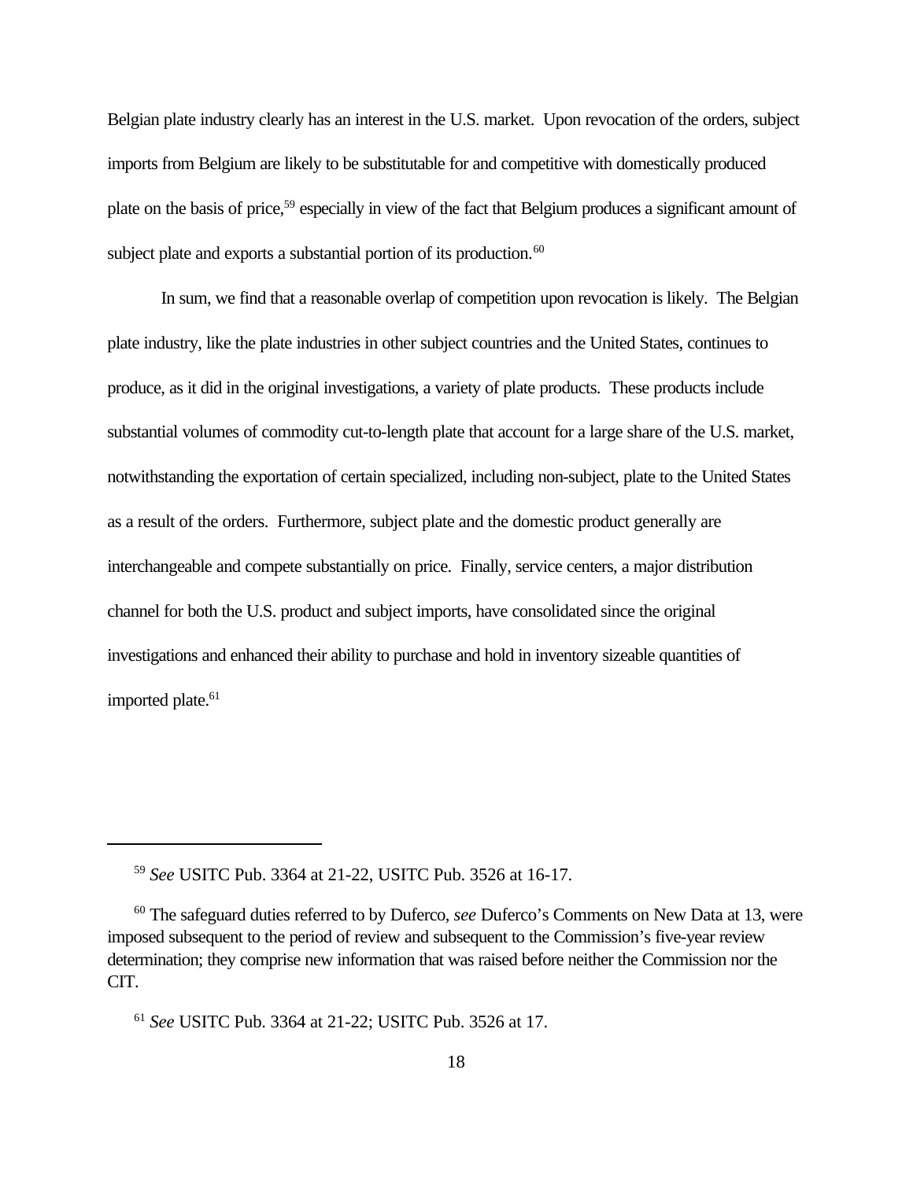Belgian plate industry clearly has an interest in the U.S. market. Upon revocation of the orders, subject imports from Belgium are likely to be substitutable for and competitive with domestically produced plate on the basis of price,[59] especially in view of the fact that Belgium produces a significant amount of subject plate and exports a substantial portion of its production.[60]

In sum, we find that a reasonable overlap of competition upon revocation is likely. The Belgian plate industry, like the plate industries in other subject countries and the United States, continues to produce, as it did in the original investigations, a variety of plate products. These products include substantial volumes of commodity cut-to-length plate that account for a large share of the U.S. market, notwithstanding the exportation of certain specialized, including non-subject, plate to the United States as a result of the orders. Furthermore, subject plate and the domestic product generally are interchangeable and compete substantially on price. Finally, service centers, a major distribution channel for both the U.S. product and subject imports, have consolidated since the original investigations and enhanced their ability to purchase and hold in inventory sizeable quantities of imported plate.[61]

---

[59] *See* USITC Pub. 3364 at 21-22, USITC Pub. 3526 at 16-17.

[60] The safeguard duties referred to by Duferco, *see* Duferco's Comments on New Data at 13, were imposed subsequent to the period of review and subsequent to the Commission's five-year review determination; they comprise new information that was raised before neither the Commission nor the CIT.

[61] *See* USITC Pub. 3364 at 21-22; USITC Pub. 3526 at 17.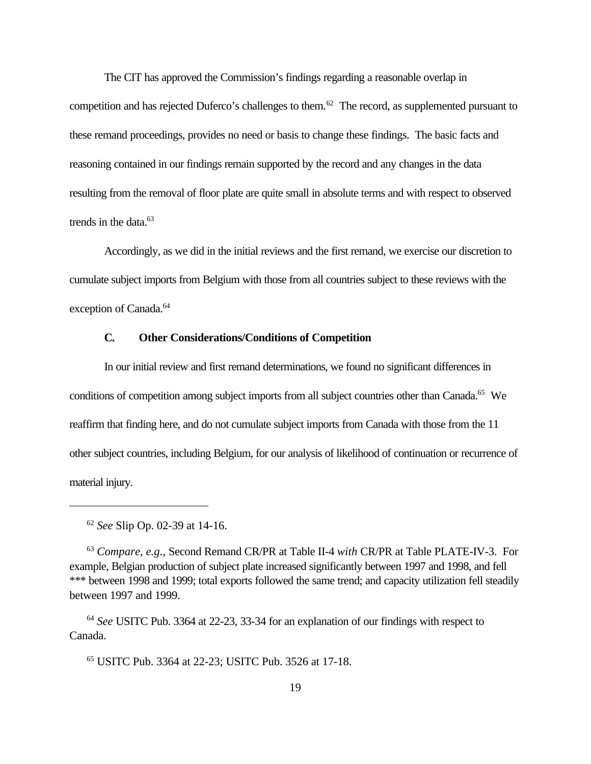The CIT has approved the Commission's findings regarding a reasonable overlap in competition and has rejected Duferco's challenges to them.[62] The record, as supplemented pursuant to these remand proceedings, provides no need or basis to change these findings. The basic facts and reasoning contained in our findings remain supported by the record and any changes in the data resulting from the removal of floor plate are quite small in absolute terms and with respect to observed trends in the data.[63]

Accordingly, as we did in the initial reviews and the first remand, we exercise our discretion to cumulate subject imports from Belgium with those from all countries subject to these reviews with the exception of Canada.[64]

### C. Other Considerations/Conditions of Competition

In our initial review and first remand determinations, we found no significant differences in conditions of competition among subject imports from all subject countries other than Canada.[65] We reaffirm that finding here, and do not cumulate subject imports from Canada with those from the 11 other subject countries, including Belgium, for our analysis of likelihood of continuation or recurrence of material injury.

---

[62] *See* Slip Op. 02-39 at 14-16.

[63] *Compare*, *e.g.*, Second Remand CR/PR at Table II-4 *with* CR/PR at Table PLATE-IV-3. For example, Belgian production of subject plate increased significantly between 1997 and 1998, and fell *** between 1998 and 1999; total exports followed the same trend; and capacity utilization fell steadily between 1997 and 1999.

[64] *See* USITC Pub. 3364 at 22-23, 33-34 for an explanation of our findings with respect to Canada.

[65] USITC Pub. 3364 at 22-23; USITC Pub. 3526 at 17-18.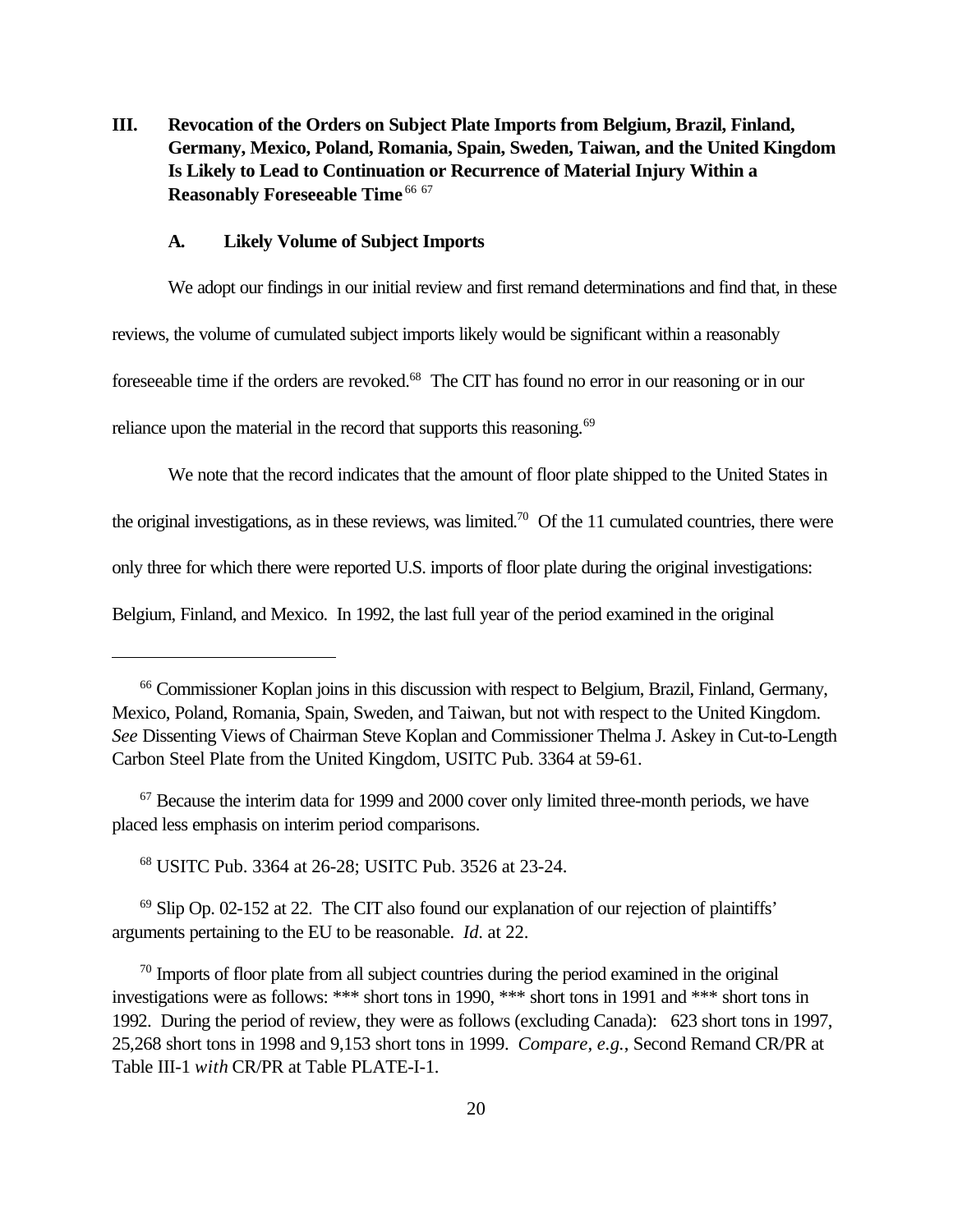## III. Revocation of the Orders on Subject Plate Imports from Belgium, Brazil, Finland, Germany, Mexico, Poland, Romania, Spain, Sweden, Taiwan, and the United Kingdom Is Likely to Lead to Continuation or Recurrence of Material Injury Within a Reasonably Foreseeable Time [66] [67]

### A. Likely Volume of Subject Imports

We adopt our findings in our initial review and first remand determinations and find that, in these reviews, the volume of cumulated subject imports likely would be significant within a reasonably foreseeable time if the orders are revoked.[68] The CIT has found no error in our reasoning or in our reliance upon the material in the record that supports this reasoning.[69]

We note that the record indicates that the amount of floor plate shipped to the United States in the original investigations, as in these reviews, was limited.[70] Of the 11 cumulated countries, there were only three for which there were reported U.S. imports of floor plate during the original investigations: Belgium, Finland, and Mexico. In 1992, the last full year of the period examined in the original

---

[66] Commissioner Koplan joins in this discussion with respect to Belgium, Brazil, Finland, Germany, Mexico, Poland, Romania, Spain, Sweden, and Taiwan, but not with respect to the United Kingdom. *See* Dissenting Views of Chairman Steve Koplan and Commissioner Thelma J. Askey in Cut-to-Length Carbon Steel Plate from the United Kingdom, USITC Pub. 3364 at 59-61.

[67] Because the interim data for 1999 and 2000 cover only limited three-month periods, we have placed less emphasis on interim period comparisons.

[68] USITC Pub. 3364 at 26-28; USITC Pub. 3526 at 23-24.

[69] Slip Op. 02-152 at 22. The CIT also found our explanation of our rejection of plaintiffs' arguments pertaining to the EU to be reasonable. *Id*. at 22.

[70] Imports of floor plate from all subject countries during the period examined in the original investigations were as follows: *** short tons in 1990, *** short tons in 1991 and *** short tons in 1992. During the period of review, they were as follows (excluding Canada): 623 short tons in 1997, 25,268 short tons in 1998 and 9,153 short tons in 1999. *Compare, e.g.*, Second Remand CR/PR at Table III-1 *with* CR/PR at Table PLATE-I-1.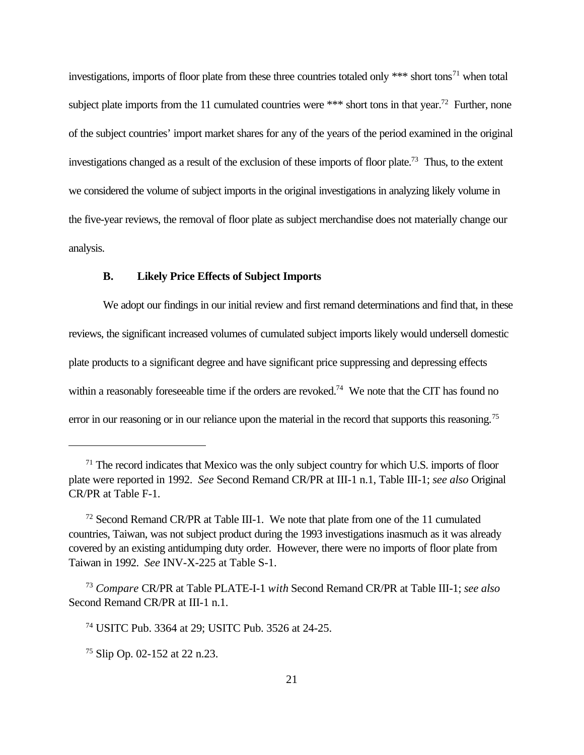investigations, imports of floor plate from these three countries totaled only *** short tons[71] when total subject plate imports from the 11 cumulated countries were *** short tons in that year.[72] Further, none of the subject countries' import market shares for any of the years of the period examined in the original investigations changed as a result of the exclusion of these imports of floor plate.[73] Thus, to the extent we considered the volume of subject imports in the original investigations in analyzing likely volume in the five-year reviews, the removal of floor plate as subject merchandise does not materially change our analysis.

### B. Likely Price Effects of Subject Imports

We adopt our findings in our initial review and first remand determinations and find that, in these reviews, the significant increased volumes of cumulated subject imports likely would undersell domestic plate products to a significant degree and have significant price suppressing and depressing effects within a reasonably foreseeable time if the orders are revoked.[74] We note that the CIT has found no error in our reasoning or in our reliance upon the material in the record that supports this reasoning.[75]

---

[71] The record indicates that Mexico was the only subject country for which U.S. imports of floor plate were reported in 1992. *See* Second Remand CR/PR at III-1 n.1, Table III-1; *see also* Original CR/PR at Table F-1.

[72] Second Remand CR/PR at Table III-1. We note that plate from one of the 11 cumulated countries, Taiwan, was not subject product during the 1993 investigations inasmuch as it was already covered by an existing antidumping duty order. However, there were no imports of floor plate from Taiwan in 1992. *See* INV-X-225 at Table S-1.

[73] *Compare* CR/PR at Table PLATE-I-1 *with* Second Remand CR/PR at Table III-1; *see also* Second Remand CR/PR at III-1 n.1.

[74] USITC Pub. 3364 at 29; USITC Pub. 3526 at 24-25.

[75] Slip Op. 02-152 at 22 n.23.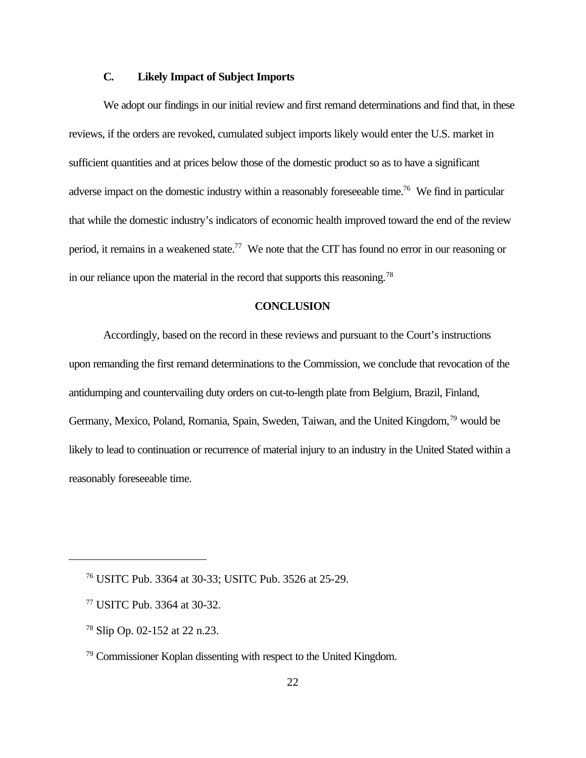### C. Likely Impact of Subject Imports

We adopt our findings in our initial review and first remand determinations and find that, in these reviews, if the orders are revoked, cumulated subject imports likely would enter the U.S. market in sufficient quantities and at prices below those of the domestic product so as to have a significant adverse impact on the domestic industry within a reasonably foreseeable time.[76] We find in particular that while the domestic industry's indicators of economic health improved toward the end of the review period, it remains in a weakened state.[77] We note that the CIT has found no error in our reasoning or in our reliance upon the material in the record that supports this reasoning.[78]

## CONCLUSION

Accordingly, based on the record in these reviews and pursuant to the Court's instructions upon remanding the first remand determinations to the Commission, we conclude that revocation of the antidumping and countervailing duty orders on cut-to-length plate from Belgium, Brazil, Finland, Germany, Mexico, Poland, Romania, Spain, Sweden, Taiwan, and the United Kingdom,[79] would be likely to lead to continuation or recurrence of material injury to an industry in the United Stated within a reasonably foreseeable time.

---

[76] USITC Pub. 3364 at 30-33; USITC Pub. 3526 at 25-29.

[77] USITC Pub. 3364 at 30-32.

[78] Slip Op. 02-152 at 22 n.23.

[79] Commissioner Koplan dissenting with respect to the United Kingdom.